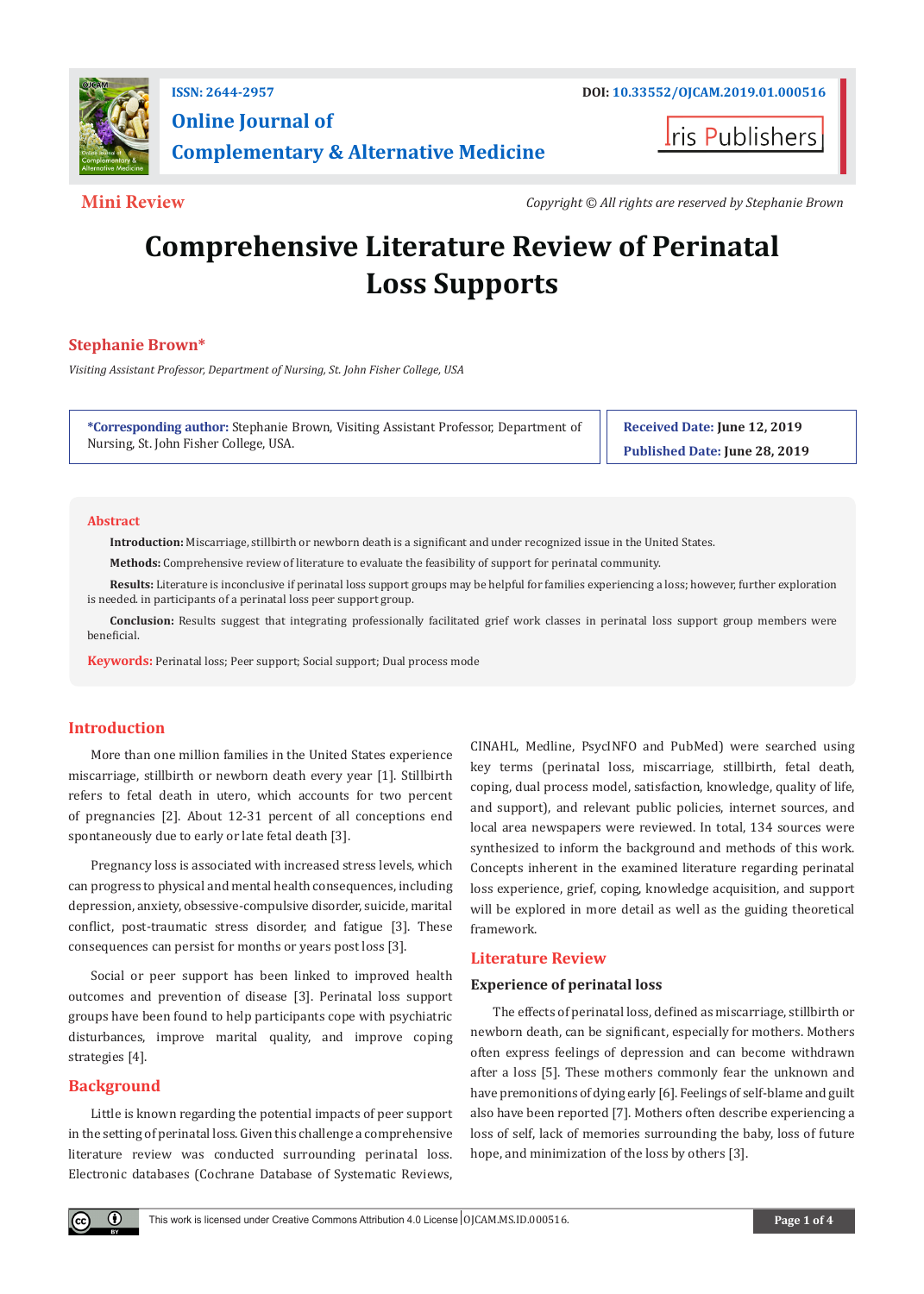ISSN: 2644-2957

DOI: 10.33552/OJCAM.2019.01.000516

**Online Journal of Complementary & Alternative Medicine**

Iris Publishers

**Mini Review**

*Copyright © All rights are reserved by Stephanie Brown*

# Comprehensive Literature Review of Perinatal Loss Supports

**Stephanie Brown***

*Visiting Assistant Professor, Department of Nursing, St. John Fisher College, USA*

***Corresponding author:** Stephanie Brown, Visiting Assistant Professor, Department of Nursing, St. John Fisher College, USA.

**Received Date: June 12, 2019**

**Published Date: June 28, 2019**

## Abstract

**Introduction:** Miscarriage, stillbirth or newborn death is a significant and under recognized issue in the United States.

**Methods:** Comprehensive review of literature to evaluate the feasibility of support for perinatal community.

**Results:** Literature is inconclusive if perinatal loss support groups may be helpful for families experiencing a loss; however, further exploration is needed. in participants of a perinatal loss peer support group.

**Conclusion:** Results suggest that integrating professionally facilitated grief work classes in perinatal loss support group members were beneficial.

**Keywords:** Perinatal loss; Peer support; Social support; Dual process mode

## Introduction

More than one million families in the United States experience miscarriage, stillbirth or newborn death every year [1]. Stillbirth refers to fetal death in utero, which accounts for two percent of pregnancies [2]. About 12-31 percent of all conceptions end spontaneously due to early or late fetal death [3].

Pregnancy loss is associated with increased stress levels, which can progress to physical and mental health consequences, including depression, anxiety, obsessive-compulsive disorder, suicide, marital conflict, post-traumatic stress disorder, and fatigue [3]. These consequences can persist for months or years post loss [3].

Social or peer support has been linked to improved health outcomes and prevention of disease [3]. Perinatal loss support groups have been found to help participants cope with psychiatric disturbances, improve marital quality, and improve coping strategies [4].

## Background

Little is known regarding the potential impacts of peer support in the setting of perinatal loss. Given this challenge a comprehensive literature review was conducted surrounding perinatal loss. Electronic databases (Cochrane Database of Systematic Reviews, CINAHL, Medline, PsycINFO and PubMed) were searched using key terms (perinatal loss, miscarriage, stillbirth, fetal death, coping, dual process model, satisfaction, knowledge, quality of life, and support), and relevant public policies, internet sources, and local area newspapers were reviewed. In total, 134 sources were synthesized to inform the background and methods of this work. Concepts inherent in the examined literature regarding perinatal loss experience, grief, coping, knowledge acquisition, and support will be explored in more detail as well as the guiding theoretical framework.

## Literature Review

### Experience of perinatal loss

The effects of perinatal loss, defined as miscarriage, stillbirth or newborn death, can be significant, especially for mothers. Mothers often express feelings of depression and can become withdrawn after a loss [5]. These mothers commonly fear the unknown and have premonitions of dying early [6]. Feelings of self-blame and guilt also have been reported [7]. Mothers often describe experiencing a loss of self, lack of memories surrounding the baby, loss of future hope, and minimization of the loss by others [3].

This work is licensed under Creative Commons Attribution 4.0 License | OJCAM.MS.ID.000516.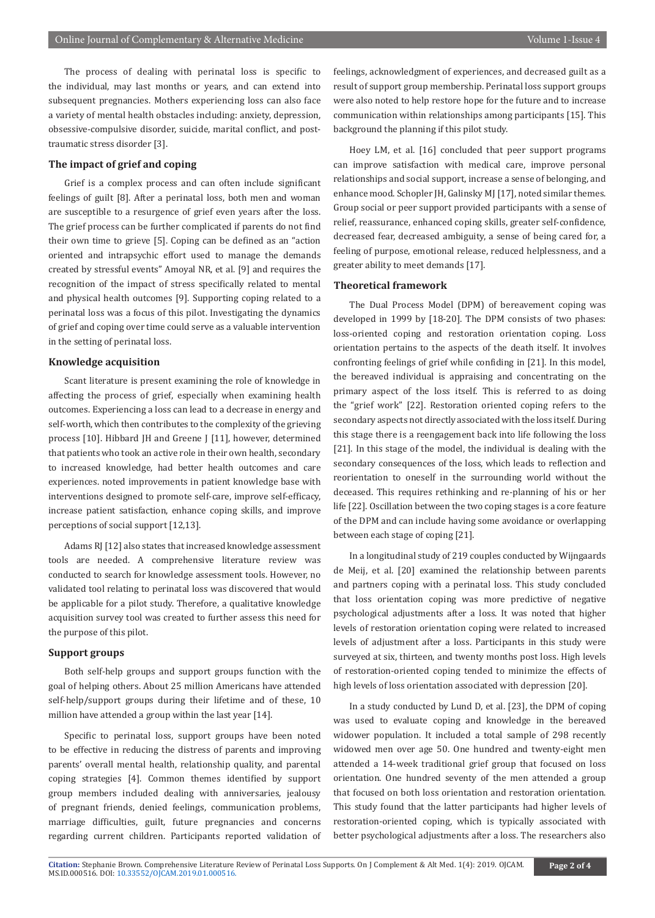The process of dealing with perinatal loss is specific to the individual, may last months or years, and can extend into subsequent pregnancies. Mothers experiencing loss can also face a variety of mental health obstacles including: anxiety, depression, obsessive-compulsive disorder, suicide, marital conflict, and post-traumatic stress disorder [3].

### The impact of grief and coping

Grief is a complex process and can often include significant feelings of guilt [8]. After a perinatal loss, both men and woman are susceptible to a resurgence of grief even years after the loss. The grief process can be further complicated if parents do not find their own time to grieve [5]. Coping can be defined as an "action oriented and intrapsychic effort used to manage the demands created by stressful events" Amoyal NR, et al. [9] and requires the recognition of the impact of stress specifically related to mental and physical health outcomes [9]. Supporting coping related to a perinatal loss was a focus of this pilot. Investigating the dynamics of grief and coping over time could serve as a valuable intervention in the setting of perinatal loss.

### Knowledge acquisition

Scant literature is present examining the role of knowledge in affecting the process of grief, especially when examining health outcomes. Experiencing a loss can lead to a decrease in energy and self-worth, which then contributes to the complexity of the grieving process [10]. Hibbard JH and Greene J [11], however, determined that patients who took an active role in their own health, secondary to increased knowledge, had better health outcomes and care experiences. noted improvements in patient knowledge base with interventions designed to promote self-care, improve self-efficacy, increase patient satisfaction, enhance coping skills, and improve perceptions of social support [12,13].

Adams RJ [12] also states that increased knowledge assessment tools are needed. A comprehensive literature review was conducted to search for knowledge assessment tools. However, no validated tool relating to perinatal loss was discovered that would be applicable for a pilot study. Therefore, a qualitative knowledge acquisition survey tool was created to further assess this need for the purpose of this pilot.

### Support groups

Both self-help groups and support groups function with the goal of helping others. About 25 million Americans have attended self-help/support groups during their lifetime and of these, 10 million have attended a group within the last year [14].

Specific to perinatal loss, support groups have been noted to be effective in reducing the distress of parents and improving parents' overall mental health, relationship quality, and parental coping strategies [4]. Common themes identified by support group members included dealing with anniversaries, jealousy of pregnant friends, denied feelings, communication problems, marriage difficulties, guilt, future pregnancies and concerns regarding current children. Participants reported validation of feelings, acknowledgment of experiences, and decreased guilt as a result of support group membership. Perinatal loss support groups were also noted to help restore hope for the future and to increase communication within relationships among participants [15]. This background the planning if this pilot study.

Hoey LM, et al. [16] concluded that peer support programs can improve satisfaction with medical care, improve personal relationships and social support, increase a sense of belonging, and enhance mood. Schopler JH, Galinsky MJ [17], noted similar themes. Group social or peer support provided participants with a sense of relief, reassurance, enhanced coping skills, greater self-confidence, decreased fear, decreased ambiguity, a sense of being cared for, a feeling of purpose, emotional release, reduced helplessness, and a greater ability to meet demands [17].

### Theoretical framework

The Dual Process Model (DPM) of bereavement coping was developed in 1999 by [18-20]. The DPM consists of two phases: loss-oriented coping and restoration orientation coping. Loss orientation pertains to the aspects of the death itself. It involves confronting feelings of grief while confiding in [21]. In this model, the bereaved individual is appraising and concentrating on the primary aspect of the loss itself. This is referred to as doing the "grief work" [22]. Restoration oriented coping refers to the secondary aspects not directly associated with the loss itself. During this stage there is a reengagement back into life following the loss [21]. In this stage of the model, the individual is dealing with the secondary consequences of the loss, which leads to reflection and reorientation to oneself in the surrounding world without the deceased. This requires rethinking and re-planning of his or her life [22]. Oscillation between the two coping stages is a core feature of the DPM and can include having some avoidance or overlapping between each stage of coping [21].

In a longitudinal study of 219 couples conducted by Wijngaards de Meij, et al. [20] examined the relationship between parents and partners coping with a perinatal loss. This study concluded that loss orientation coping was more predictive of negative psychological adjustments after a loss. It was noted that higher levels of restoration orientation coping were related to increased levels of adjustment after a loss. Participants in this study were surveyed at six, thirteen, and twenty months post loss. High levels of restoration-oriented coping tended to minimize the effects of high levels of loss orientation associated with depression [20].

In a study conducted by Lund D, et al. [23], the DPM of coping was used to evaluate coping and knowledge in the bereaved widower population. It included a total sample of 298 recently widowed men over age 50. One hundred and twenty-eight men attended a 14-week traditional grief group that focused on loss orientation. One hundred seventy of the men attended a group that focused on both loss orientation and restoration orientation. This study found that the latter participants had higher levels of restoration-oriented coping, which is typically associated with better psychological adjustments after a loss. The researchers also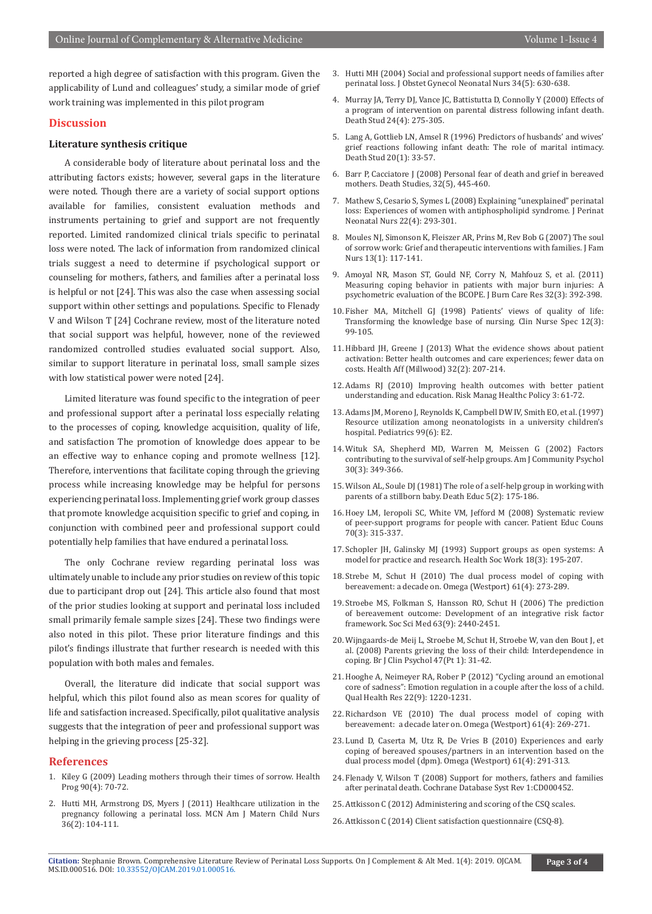reported a high degree of satisfaction with this program. Given the applicability of Lund and colleagues' study, a similar mode of grief work training was implemented in this pilot program

## Discussion

### Literature synthesis critique

A considerable body of literature about perinatal loss and the attributing factors exists; however, several gaps in the literature were noted. Though there are a variety of social support options available for families, consistent evaluation methods and instruments pertaining to grief and support are not frequently reported. Limited randomized clinical trials specific to perinatal loss were noted. The lack of information from randomized clinical trials suggest a need to determine if psychological support or counseling for mothers, fathers, and families after a perinatal loss is helpful or not [24]. This was also the case when assessing social support within other settings and populations. Specific to Flenady V and Wilson T [24] Cochrane review, most of the literature noted that social support was helpful, however, none of the reviewed randomized controlled studies evaluated social support. Also, similar to support literature in perinatal loss, small sample sizes with low statistical power were noted [24].

Limited literature was found specific to the integration of peer and professional support after a perinatal loss especially relating to the processes of coping, knowledge acquisition, quality of life, and satisfaction The promotion of knowledge does appear to be an effective way to enhance coping and promote wellness [12]. Therefore, interventions that facilitate coping through the grieving process while increasing knowledge may be helpful for persons experiencing perinatal loss. Implementing grief work group classes that promote knowledge acquisition specific to grief and coping, in conjunction with combined peer and professional support could potentially help families that have endured a perinatal loss.

The only Cochrane review regarding perinatal loss was ultimately unable to include any prior studies on review of this topic due to participant drop out [24]. This article also found that most of the prior studies looking at support and perinatal loss included small primarily female sample sizes [24]. These two findings were also noted in this pilot. These prior literature findings and this pilot's findings illustrate that further research is needed with this population with both males and females.

Overall, the literature did indicate that social support was helpful, which this pilot found also as mean scores for quality of life and satisfaction increased. Specifically, pilot qualitative analysis suggests that the integration of peer and professional support was helping in the grieving process [25-32].

## References

1. Kiley G (2009) Leading mothers through their times of sorrow. Health Prog 90(4): 70-72.
2. Hutti MH, Armstrong DS, Myers J (2011) Healthcare utilization in the pregnancy following a perinatal loss. MCN Am J Matern Child Nurs 36(2): 104-111.
3. Hutti MH (2004) Social and professional support needs of families after perinatal loss. J Obstet Gynecol Neonatal Nurs 34(5): 630-638.
4. Murray JA, Terry DJ, Vance JC, Battistutta D, Connolly Y (2000) Effects of a program of intervention on parental distress following infant death. Death Stud 24(4): 275-305.
5. Lang A, Gottlieb LN, Amsel R (1996) Predictors of husbands' and wives' grief reactions following infant death: The role of marital intimacy. Death Stud 20(1): 33-57.
6. Barr P, Cacciatore J (2008) Personal fear of death and grief in bereaved mothers. Death Studies, 32(5), 445-460.
7. Mathew S, Cesario S, Symes L (2008) Explaining "unexplained" perinatal loss: Experiences of women with antiphospholipid syndrome. J Perinat Neonatal Nurs 22(4): 293-301.
8. Moules NJ, Simonson K, Fleiszer AR, Prins M, Rev Bob G (2007) The soul of sorrow work: Grief and therapeutic interventions with families. J Fam Nurs 13(1): 117-141.
9. Amoyal NR, Mason ST, Gould NF, Corry N, Mahfouz S, et al. (2011) Measuring coping behavior in patients with major burn injuries: A psychometric evaluation of the BCOPE. J Burn Care Res 32(3): 392-398.
10. Fisher MA, Mitchell GJ (1998) Patients' views of quality of life: Transforming the knowledge base of nursing. Clin Nurse Spec 12(3): 99-105.
11. Hibbard JH, Greene J (2013) What the evidence shows about patient activation: Better health outcomes and care experiences; fewer data on costs. Health Aff (Millwood) 32(2): 207-214.
12. Adams RJ (2010) Improving health outcomes with better patient understanding and education. Risk Manag Healthc Policy 3: 61-72.
13. Adams JM, Moreno J, Reynolds K, Campbell DW IV, Smith EO, et al. (1997) Resource utilization among neonatologists in a university children's hospital. Pediatrics 99(6): E2.
14. Wituk SA, Shepherd MD, Warren M, Meissen G (2002) Factors contributing to the survival of self-help groups. Am J Community Psychol 30(3): 349-366.
15. Wilson AL, Soule DJ (1981) The role of a self-help group in working with parents of a stillborn baby. Death Educ 5(2): 175-186.
16. Hoey LM, Ieropoli SC, White VM, Jefford M (2008) Systematic review of peer-support programs for people with cancer. Patient Educ Couns 70(3): 315-337.
17. Schopler JH, Galinsky MJ (1993) Support groups as open systems: A model for practice and research. Health Soc Work 18(3): 195-207.
18. Strebe M, Schut H (2010) The dual process model of coping with bereavement: a decade on. Omega (Westport) 61(4): 273-289.
19. Stroebe MS, Folkman S, Hansson RO, Schut H (2006) The prediction of bereavement outcome: Development of an integrative risk factor framework. Soc Sci Med 63(9): 2440-2451.
20. Wijngaards-de Meij L, Stroebe M, Schut H, Stroebe W, van den Bout J, et al. (2008) Parents grieving the loss of their child: Interdependence in coping. Br J Clin Psychol 47(Pt 1): 31-42.
21. Hooghe A, Neimeyer RA, Rober P (2012) "Cycling around an emotional core of sadness": Emotion regulation in a couple after the loss of a child. Qual Health Res 22(9): 1220-1231.
22. Richardson VE (2010) The dual process model of coping with bereavement: a decade later on. Omega (Westport) 61(4): 269-271.
23. Lund D, Caserta M, Utz R, De Vries B (2010) Experiences and early coping of bereaved spouses/partners in an intervention based on the dual process model (dpm). Omega (Westport) 61(4): 291-313.
24. Flenady V, Wilson T (2008) Support for mothers, fathers and families after perinatal death. Cochrane Database Syst Rev 1:CD000452.
25. Attkisson C (2012) Administering and scoring of the CSQ scales.
26. Attkisson C (2014) Client satisfaction questionnaire (CSQ-8).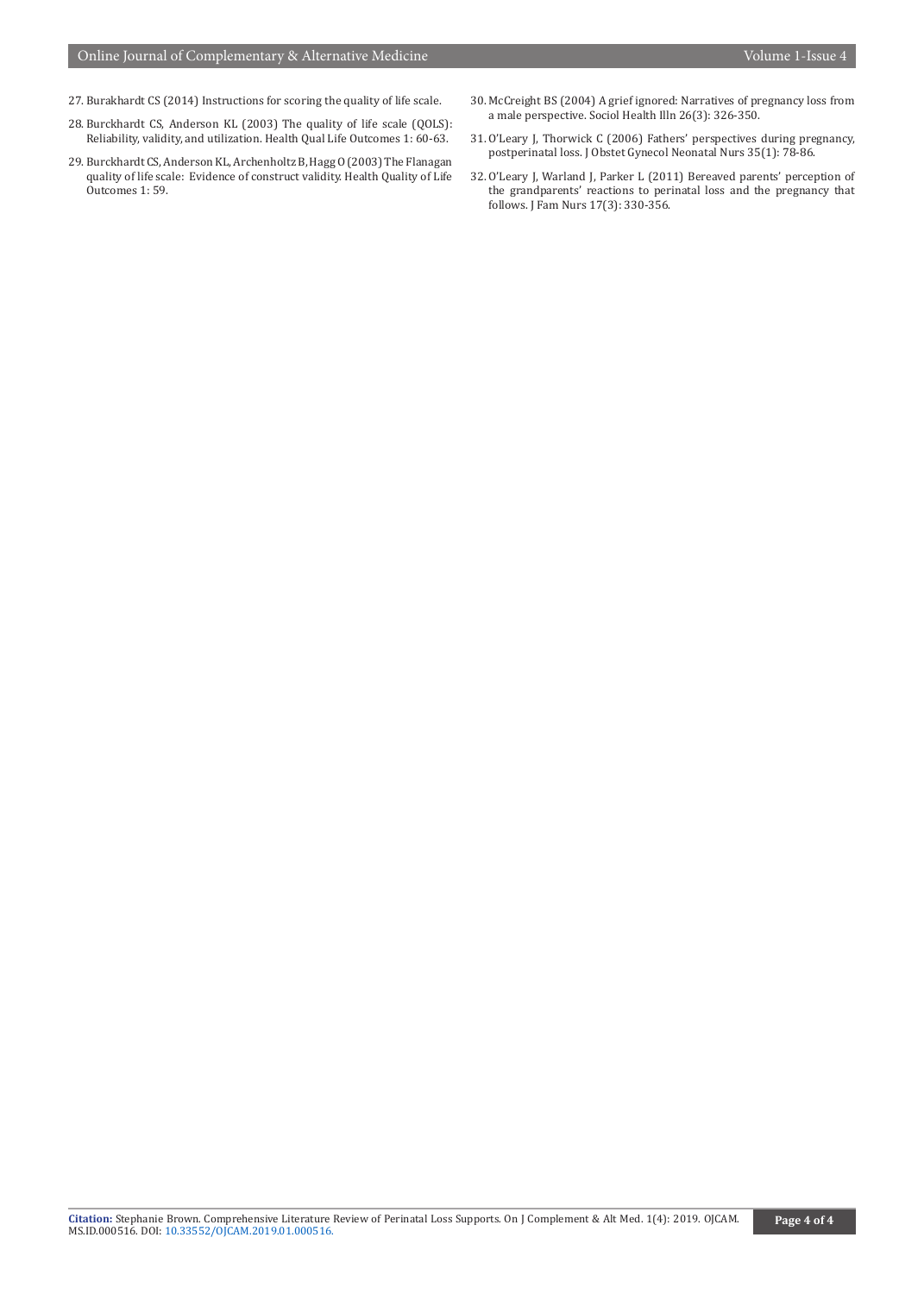27. Burakhardt CS (2014) Instructions for scoring the quality of life scale.
28. Burckhardt CS, Anderson KL (2003) The quality of life scale (QOLS): Reliability, validity, and utilization. Health Qual Life Outcomes 1: 60-63.
29. Burckhardt CS, Anderson KL, Archenholtz B, Hagg O (2003) The Flanagan quality of life scale: Evidence of construct validity. Health Quality of Life Outcomes 1: 59.
30. McCreight BS (2004) A grief ignored: Narratives of pregnancy loss from a male perspective. Sociol Health Illn 26(3): 326-350.
31. O'Leary J, Thorwick C (2006) Fathers' perspectives during pregnancy, postperinatal loss. J Obstet Gynecol Neonatal Nurs 35(1): 78-86.
32. O'Leary J, Warland J, Parker L (2011) Bereaved parents' perception of the grandparents' reactions to perinatal loss and the pregnancy that follows. J Fam Nurs 17(3): 330-356.